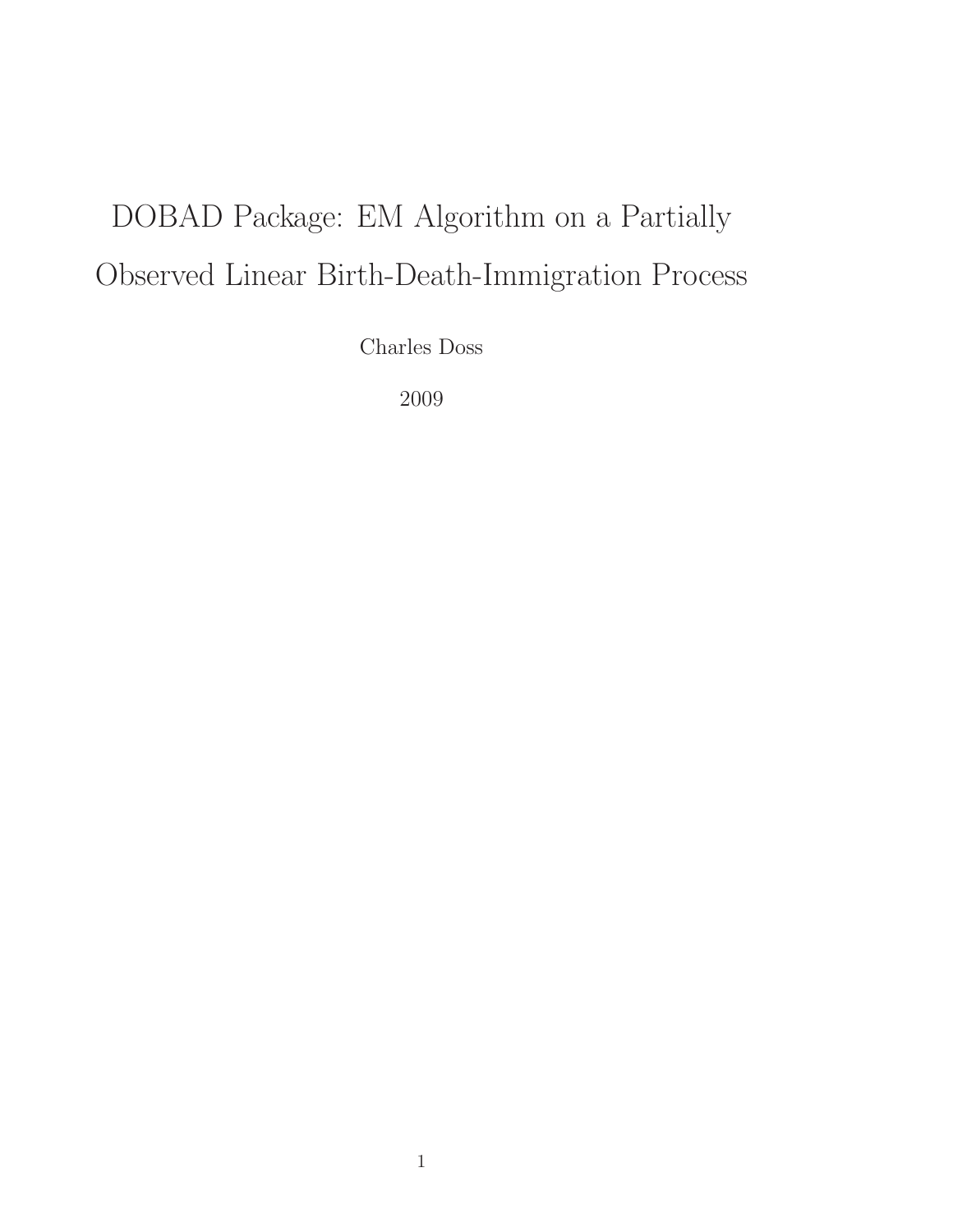# DOBAD Package: EM Algorithm on a Partially Observed Linear Birth-Death-Immigration Process

Charles Doss

2009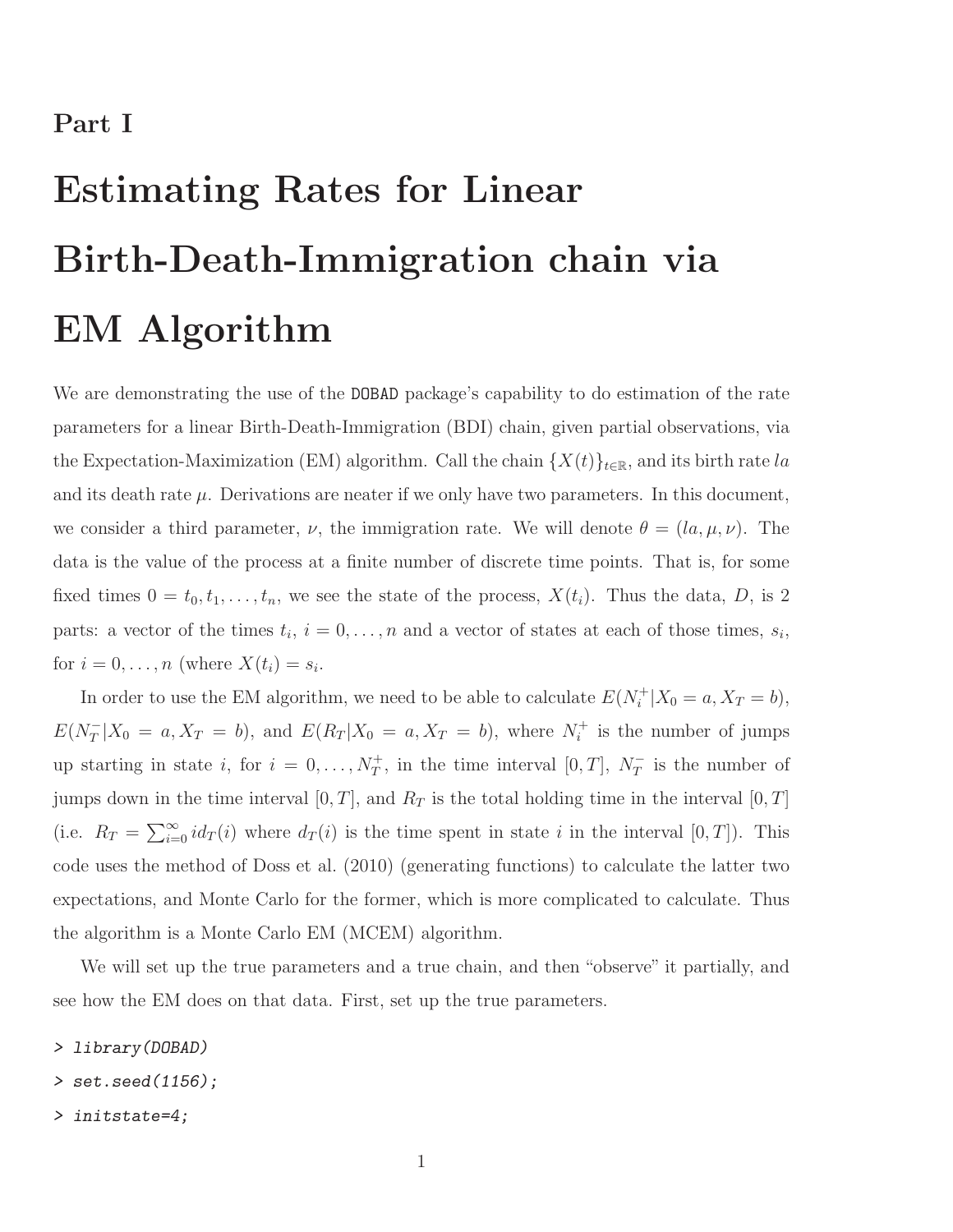**Part I**

# Estimating Rates for Linear Birth-Death-Immigration chain via EM Algorithm

We are demonstrating the use of the DOBAD package's capability to do estimation of the rate parameters for a linear Birth-Death-Immigration (BDI) chain, given partial observations, via the Expectation-Maximization (EM) algorithm. Call the chain $\{X(t)\}_{t\in\mathbb{R}}$, and its birth rate $la$ and its death rate $\mu$. Derivations are neater if we only have two parameters. In this document, we consider a third parameter, $\nu$, the immigration rate. We will denote $\theta = (la, \mu, \nu)$. The data is the value of the process at a finite number of discrete time points. That is, for some fixed times $0 = t_0, t_1, \ldots, t_n$, we see the state of the process, $X(t_i)$. Thus the data, $D$, is 2 parts: a vector of the times $t_i$, $i = 0, \ldots, n$ and a vector of states at each of those times, $s_i$, for $i = 0, \ldots, n$ (where $X(t_i) = s_i$.

In order to use the EM algorithm, we need to be able to calculate $E(N_i^+|X_0 = a, X_T = b)$, $E(N_T^-|X_0 = a, X_T = b)$, and $E(R_T|X_0 = a, X_T = b)$, where $N_i^+$ is the number of jumps up starting in state $i$, for $i = 0, \ldots, N_T^+$, in the time interval $[0, T]$, $N_T^-$ is the number of jumps down in the time interval $[0, T]$, and $R_T$ is the total holding time in the interval $[0, T]$ (i.e. $R_T = \sum_{i=0}^{\infty} i d_T(i)$ where $d_T(i)$ is the time spent in state $i$ in the interval $[0, T]$). This code uses the method of Doss et al. (2010) (generating functions) to calculate the latter two expectations, and Monte Carlo for the former, which is more complicated to calculate. Thus the algorithm is a Monte Carlo EM (MCEM) algorithm.

We will set up the true parameters and a true chain, and then "observe" it partially, and see how the EM does on that data. First, set up the true parameters.

```
> library(DOBAD)
> set.seed(1156);
> initstate=4;
```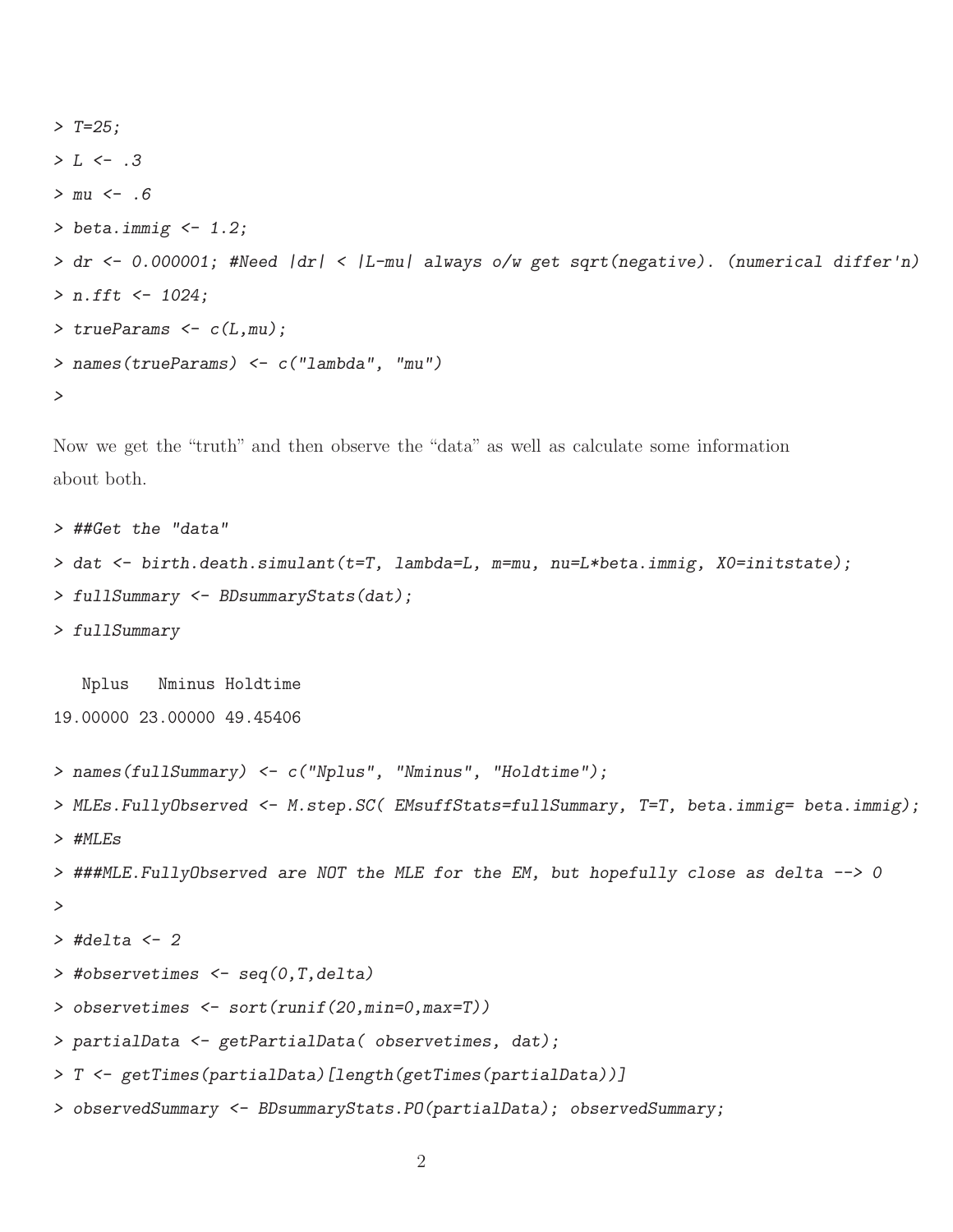```
> T=25;
> L <- .3
> mu <- .6
> beta.immig <- 1.2;
> dr <- 0.000001; #Need |dr| < |L-mu| always o/w get sqrt(negative). (numerical differ'n)
> n.fft <- 1024;
> trueParams <- c(L,mu);
> names(trueParams) <- c("lambda", "mu")
>
```

Now we get the "truth" and then observe the "data" as well as calculate some information about both.

```
> ##Get the "data"
> dat <- birth.death.simulant(t=T, lambda=L, m=mu, nu=L*beta.immig, X0=initstate);
> fullSummary <- BDsummaryStats(dat);
> fullSummary

   Nplus   Nminus Holdtime
19.00000 23.00000 49.45406

> names(fullSummary) <- c("Nplus", "Nminus", "Holdtime");
> MLEs.FullyObserved <- M.step.SC( EMsuffStats=fullSummary, T=T, beta.immig= beta.immig);
> #MLEs
> ###MLE.FullyObserved are NOT the MLE for the EM, but hopefully close as delta --> 0
>
> #delta <- 2
> #observetimes <- seq(0,T,delta)
> observetimes <- sort(runif(20,min=0,max=T))
> partialData <- getPartialData( observetimes, dat);
> T <- getTimes(partialData)[length(getTimes(partialData))]
> observedSummary <- BDsummaryStats.PO(partialData); observedSummary;
```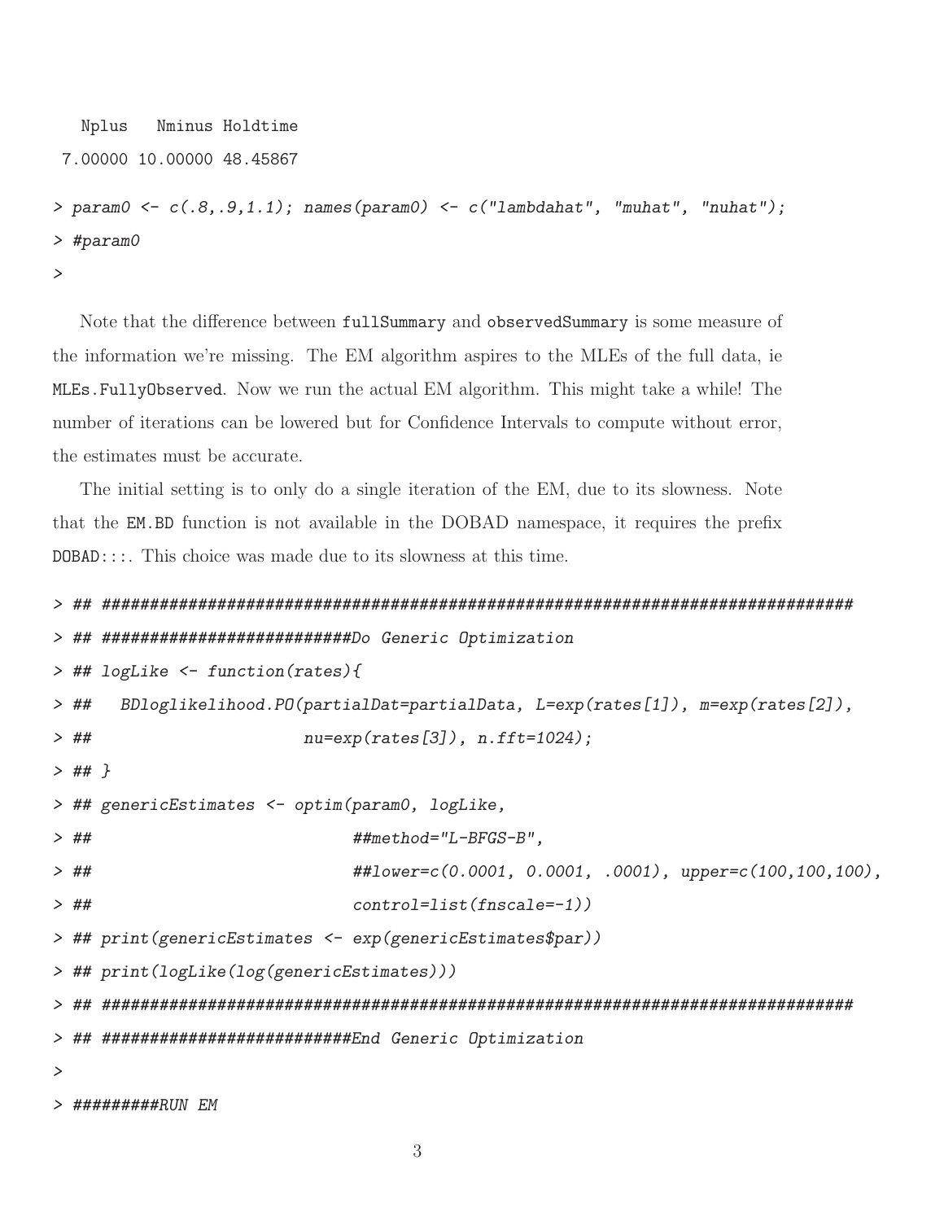```
   Nplus   Nminus Holdtime
 7.00000 10.00000 48.45867
```

```
> param0 <- c(.8,.9,1.1); names(param0) <- c("lambdahat", "muhat", "nuhat");
> #param0
>
```

Note that the difference between `fullSummary` and `observedSummary` is some measure of the information we're missing. The EM algorithm aspires to the MLEs of the full data, ie `MLEs.FullyObserved`. Now we run the actual EM algorithm. This might take a while! The number of iterations can be lowered but for Confidence Intervals to compute without error, the estimates must be accurate.

The initial setting is to only do a single iteration of the EM, due to its slowness. Note that the `EM.BD` function is not available in the DOBAD namespace, it requires the prefix `DOBAD:::`. This choice was made due to its slowness at this time.

```
> ## ################################################################################
> ## ##########################Do Generic Optimization
> ## logLike <- function(rates){
> ##   BDloglikelihood.PO(partialDat=partialData, L=exp(rates[1]), m=exp(rates[2]),
> ##                      nu=exp(rates[3]), n.fft=1024);
> ## }
> ## genericEstimates <- optim(param0, logLike,
> ##                           ##method="L-BFGS-B",
> ##                           ##lower=c(0.0001, 0.0001, .0001), upper=c(100,100,100),
> ##                           control=list(fnscale=-1))
> ## print(genericEstimates <- exp(genericEstimates$par))
> ## print(logLike(log(genericEstimates)))
> ## ################################################################################
> ## ##########################End Generic Optimization
>
> #########RUN EM
```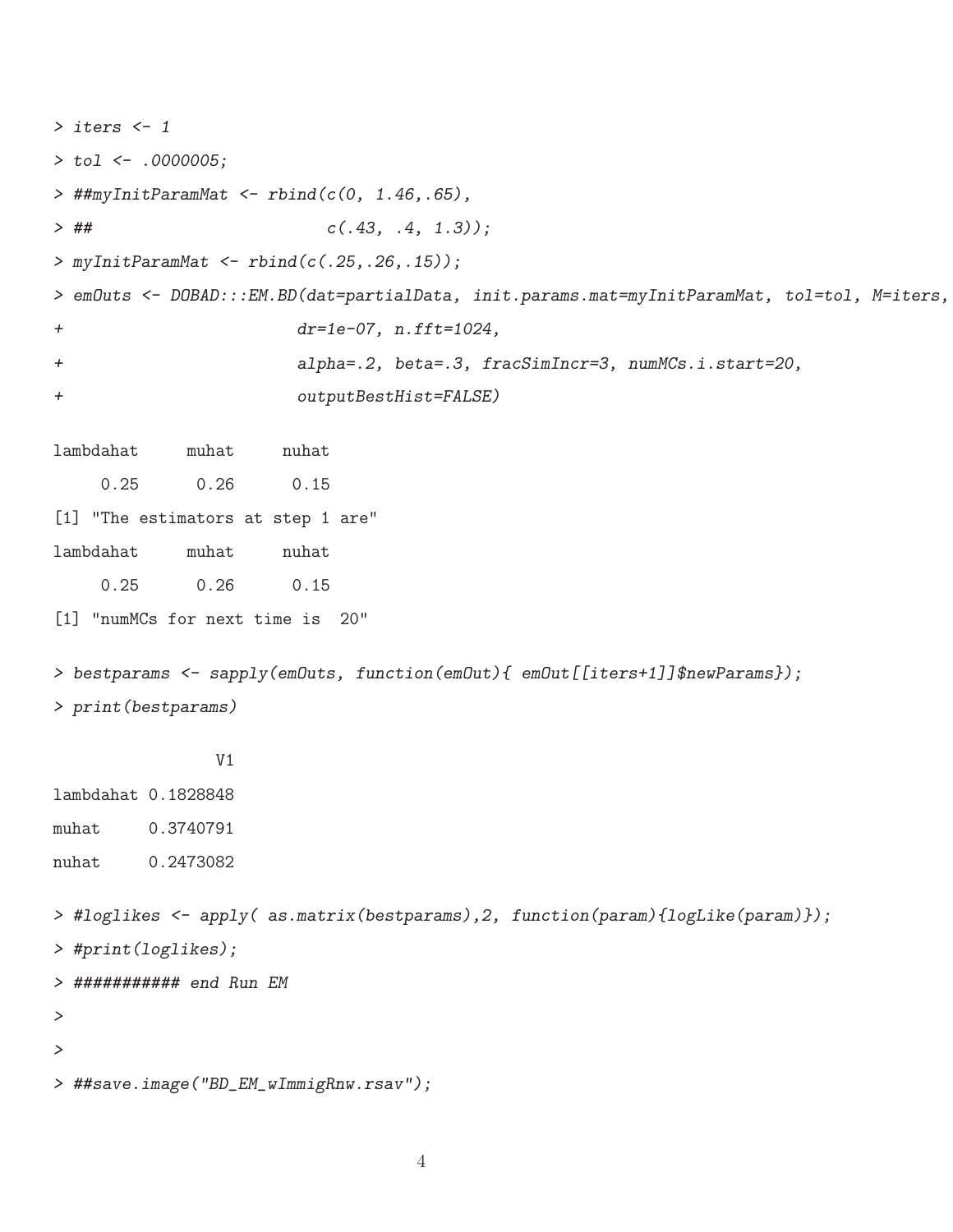```
> iters <- 1
> tol <- .0000005;
> ##myInitParamMat <- rbind(c(0, 1.46,.65),
> ##                        c(.43, .4, 1.3));
> myInitParamMat <- rbind(c(.25,.26,.15));
> emOuts <- DOBAD:::EM.BD(dat=partialData, init.params.mat=myInitParamMat, tol=tol, M=iters,
+                         dr=1e-07, n.fft=1024,
+                         alpha=.2, beta=.3, fracSimIncr=3, numMCs.i.start=20,
+                         outputBestHist=FALSE)

lambdahat     muhat     nuhat
     0.25      0.26      0.15
[1] "The estimators at step 1 are"
lambdahat     muhat     nuhat
     0.25      0.26      0.15
[1] "numMCs for next time is  20"

> bestparams <- sapply(emOuts, function(emOut){ emOut[[iters+1]]$newParams});
> print(bestparams)

                 V1
lambdahat 0.1828848
muhat     0.3740791
nuhat     0.2473082

> #loglikes <- apply( as.matrix(bestparams),2, function(param){logLike(param)});
> #print(loglikes);
> ########### end Run EM
>
>
> ##save.image("BD_EM_wImmigRnw.rsav");
```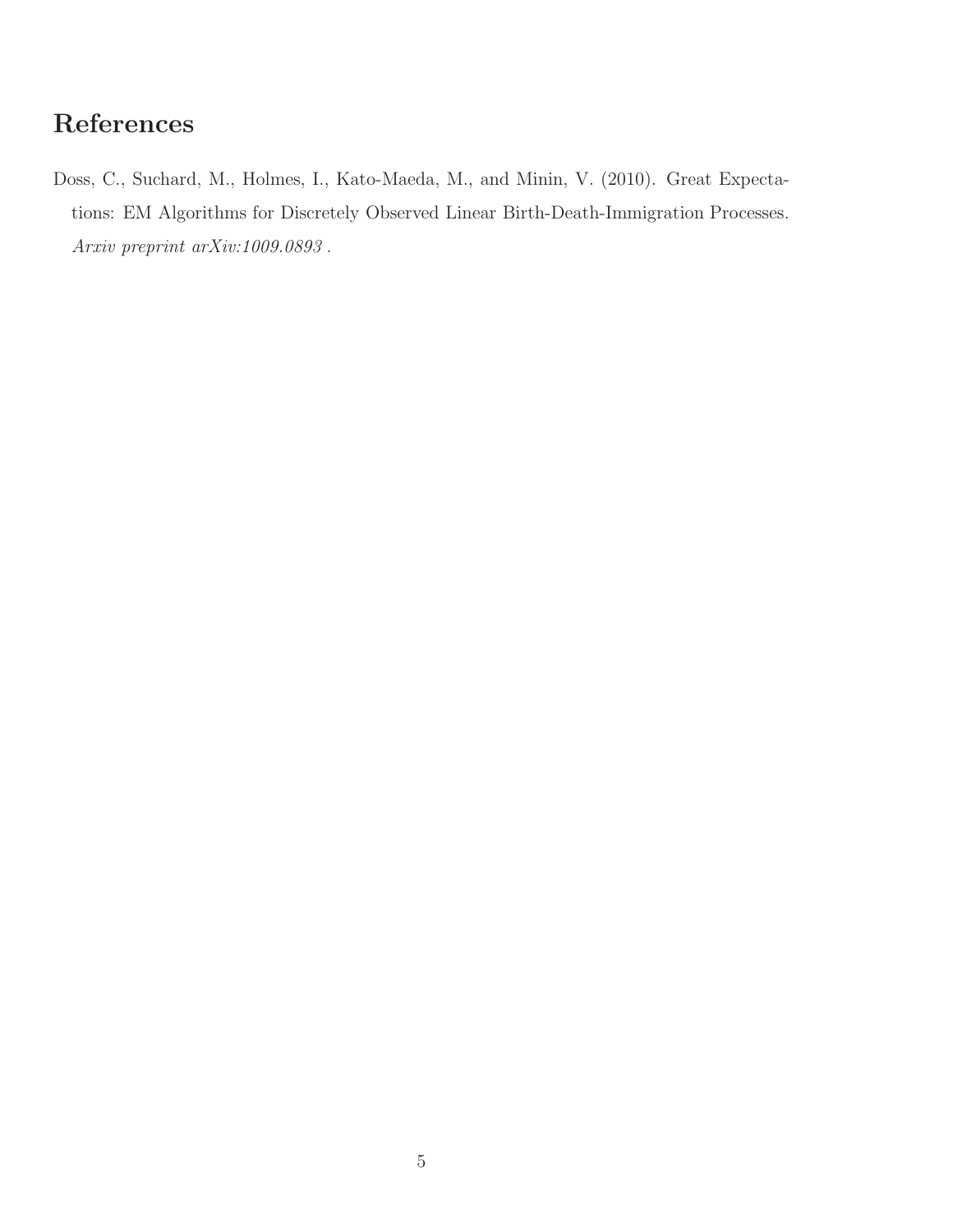# References

Doss, C., Suchard, M., Holmes, I., Kato-Maeda, M., and Minin, V. (2010). Great Expectations: EM Algorithms for Discretely Observed Linear Birth-Death-Immigration Processes. *Arxiv preprint arXiv:1009.0893* .